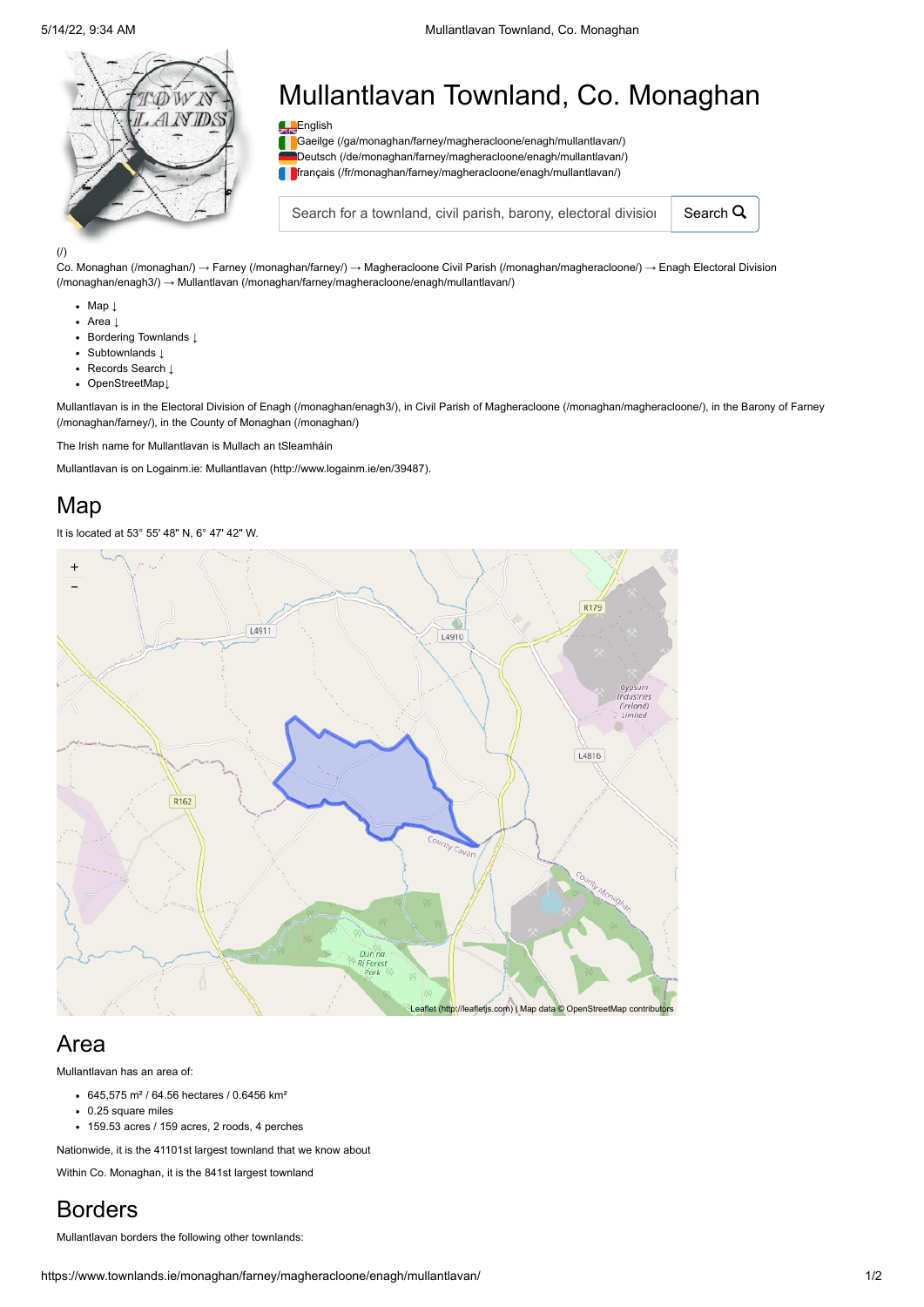# Mullantlavan Townland, Co. Monaghan

English
Gaeilge (/ga/monaghan/farney/magheracloone/enagh/mullantlavan/)
Deutsch (/de/monaghan/farney/magheracloone/enagh/mullantlavan/)
français (/fr/monaghan/farney/magheracloone/enagh/mullantlavan/)

Search for a townland, civil parish, barony, electoral divisio | Search

(/)
Co. Monaghan (/monaghan/) → Farney (/monaghan/farney/) → Magheracloone Civil Parish (/monaghan/magheracloone/) → Enagh Electoral Division (/monaghan/enagh3/) → Mullantlavan (/monaghan/farney/magheracloone/enagh/mullantlavan/)

- Map ↓
- Area ↓
- Bordering Townlands ↓
- Subtownlands ↓
- Records Search ↓
- OpenStreetMap↓

Mullantlavan is in the Electoral Division of Enagh (/monaghan/enagh3/), in Civil Parish of Magheracloone (/monaghan/magheracloone/), in the Barony of Farney (/monaghan/farney/), in the County of Monaghan (/monaghan/)

The Irish name for Mullantlavan is Mullach an tSleamháin

Mullantlavan is on Logainm.ie: Mullantlavan (http://www.logainm.ie/en/39487).

## Map

It is located at 53° 55' 48" N, 6° 47' 42" W.

+
−
L4911
L4910
R179
Gypsum Industries (Ireland) Limited
L4816
R162
County Cavan
County Monaghan
Dún na Rí Forest Park
Leaflet (http://leafletjs.com) | Map data © OpenStreetMap contributors

## Area

Mullantlavan has an area of:

- 645,575 m² / 64.56 hectares / 0.6456 km²
- 0.25 square miles
- 159.53 acres / 159 acres, 2 roods, 4 perches

Nationwide, it is the 41101st largest townland that we know about

Within Co. Monaghan, it is the 841st largest townland

## Borders

Mullantlavan borders the following other townlands: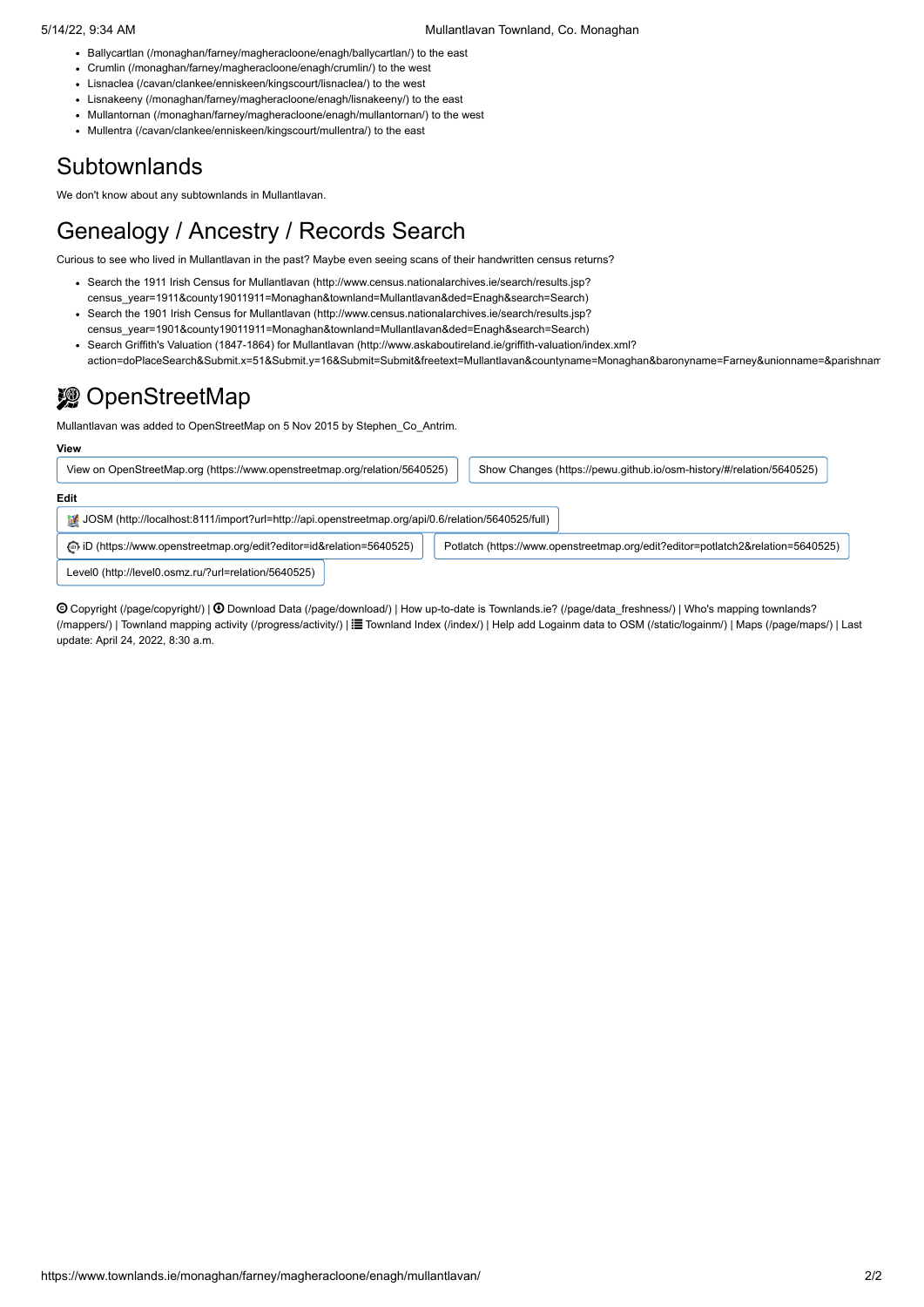- Ballycartlan (/monaghan/farney/magheracloone/enagh/ballycartlan/) to the east
- Crumlin (/monaghan/farney/magheracloone/enagh/crumlin/) to the west
- Lisnaclea (/cavan/clankee/enniskeen/kingscourt/lisnaclea/) to the west
- Lisnakeeny (/monaghan/farney/magheracloone/enagh/lisnakeeny/) to the east
- Mullantornan (/monaghan/farney/magheracloone/enagh/mullantornan/) to the west
- Mullentra (/cavan/clankee/enniskeen/kingscourt/mullentra/) to the east

## Subtownlands

We don't know about any subtownlands in Mullantlavan.

## Genealogy / Ancestry / Records Search

Curious to see who lived in Mullantlavan in the past? Maybe even seeing scans of their handwritten census returns?

- Search the 1911 Irish Census for Mullantlavan (http://www.census.nationalarchives.ie/search/results.jsp?census_year=1911&county19011911=Monaghan&townland=Mullantlavan&ded=Enagh&search=Search)
- Search the 1901 Irish Census for Mullantlavan (http://www.census.nationalarchives.ie/search/results.jsp?census_year=1901&county19011911=Monaghan&townland=Mullantlavan&ded=Enagh&search=Search)
- Search Griffith's Valuation (1847-1864) for Mullantlavan (http://www.askaboutireland.ie/griffith-valuation/index.xml?action=doPlaceSearch&Submit.x=51&Submit.y=16&Submit=Submit&freetext=Mullantlavan&countyname=Monaghan&baronyname=Farney&unionname=&parishnam

## OpenStreetMap

Mullantlavan was added to OpenStreetMap on 5 Nov 2015 by Stephen_Co_Antrim.

**View**

View on OpenStreetMap.org (https://www.openstreetmap.org/relation/5640525) | Show Changes (https://pewu.github.io/osm-history/#/relation/5640525)

**Edit**

JOSM (http://localhost:8111/import?url=http://api.openstreetmap.org/api/0.6/relation/5640525/full)

iD (https://www.openstreetmap.org/edit?editor=id&relation=5640525) | Potlatch (https://www.openstreetmap.org/edit?editor=potlatch2&relation=5640525)

Level0 (http://level0.osmz.ru/?url=relation/5640525)

© Copyright (/page/copyright/) | Download Data (/page/download/) | How up-to-date is Townlands.ie? (/page/data_freshness/) | Who's mapping townlands? (/mappers/) | Townland mapping activity (/progress/activity/) | Townland Index (/index/) | Help add Logainm data to OSM (/static/logainm/) | Maps (/page/maps/) | Last update: April 24, 2022, 8:30 a.m.